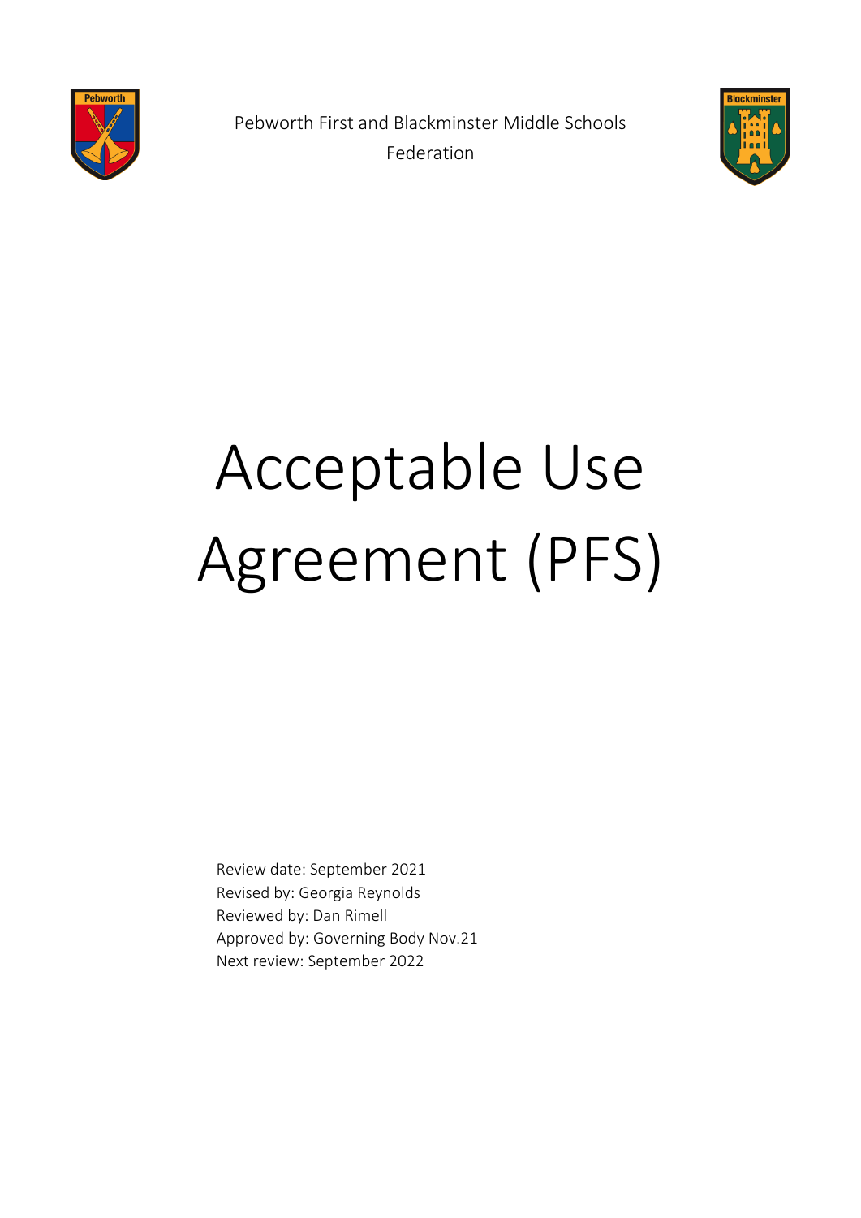Pebworth First and Blackminster Middle Schools Federation

# Acceptable Use Agreement (PFS)

Review date: September 2021
Revised by: Georgia Reynolds
Reviewed by: Dan Rimell
Approved by: Governing Body Nov.21
Next review: September 2022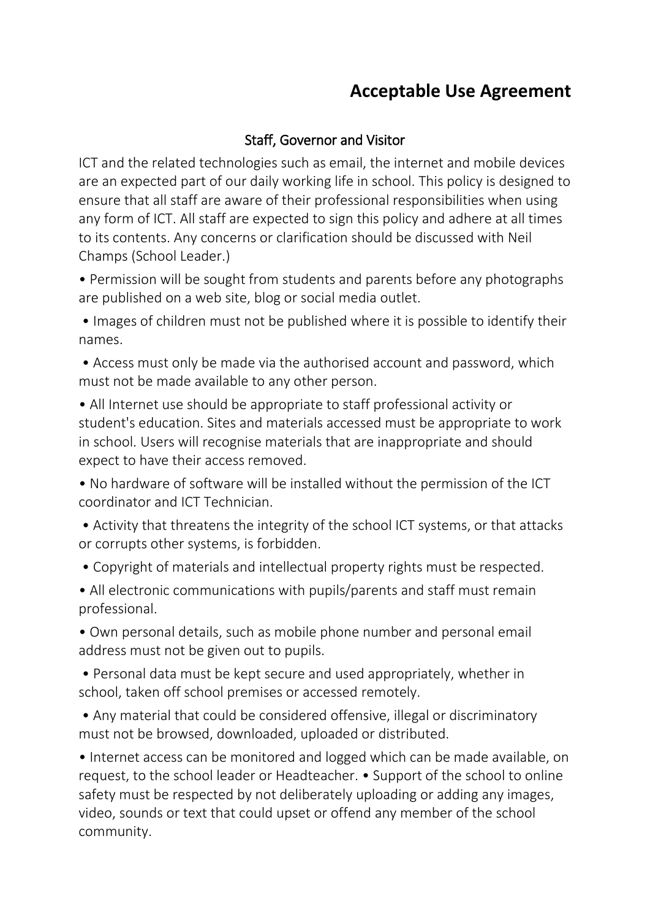# Acceptable Use Agreement

## Staff, Governor and Visitor

ICT and the related technologies such as email, the internet and mobile devices are an expected part of our daily working life in school. This policy is designed to ensure that all staff are aware of their professional responsibilities when using any form of ICT. All staff are expected to sign this policy and adhere at all times to its contents. Any concerns or clarification should be discussed with Neil Champs (School Leader.)

- Permission will be sought from students and parents before any photographs are published on a web site, blog or social media outlet.
- Images of children must not be published where it is possible to identify their names.
- Access must only be made via the authorised account and password, which must not be made available to any other person.
- All Internet use should be appropriate to staff professional activity or student's education. Sites and materials accessed must be appropriate to work in school. Users will recognise materials that are inappropriate and should expect to have their access removed.
- No hardware of software will be installed without the permission of the ICT coordinator and ICT Technician.
- Activity that threatens the integrity of the school ICT systems, or that attacks or corrupts other systems, is forbidden.
- Copyright of materials and intellectual property rights must be respected.
- All electronic communications with pupils/parents and staff must remain professional.
- Own personal details, such as mobile phone number and personal email address must not be given out to pupils.
- Personal data must be kept secure and used appropriately, whether in school, taken off school premises or accessed remotely.
- Any material that could be considered offensive, illegal or discriminatory must not be browsed, downloaded, uploaded or distributed.
- Internet access can be monitored and logged which can be made available, on request, to the school leader or Headteacher. • Support of the school to online safety must be respected by not deliberately uploading or adding any images, video, sounds or text that could upset or offend any member of the school community.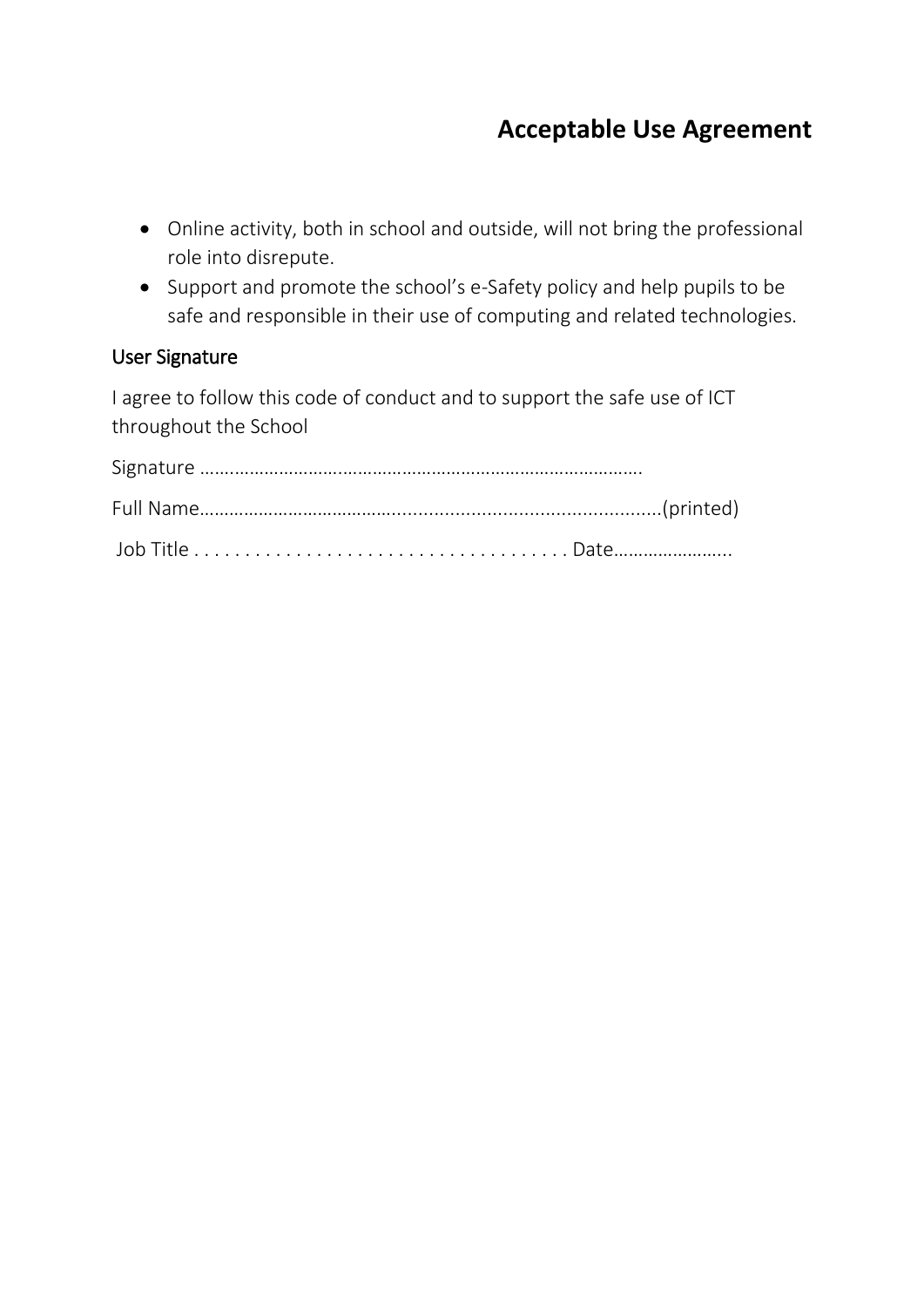# Acceptable Use Agreement

- Online activity, both in school and outside, will not bring the professional role into disrepute.
- Support and promote the school's e-Safety policy and help pupils to be safe and responsible in their use of computing and related technologies.

User Signature

I agree to follow this code of conduct and to support the safe use of ICT throughout the School

Signature ………………………………………………………………………………

Full Name…………………………………………..................................................(printed)

Job Title . . . . . . . . . . . . . . . . . . . . . . . . . . . . . . . . . . . . . Date…………………..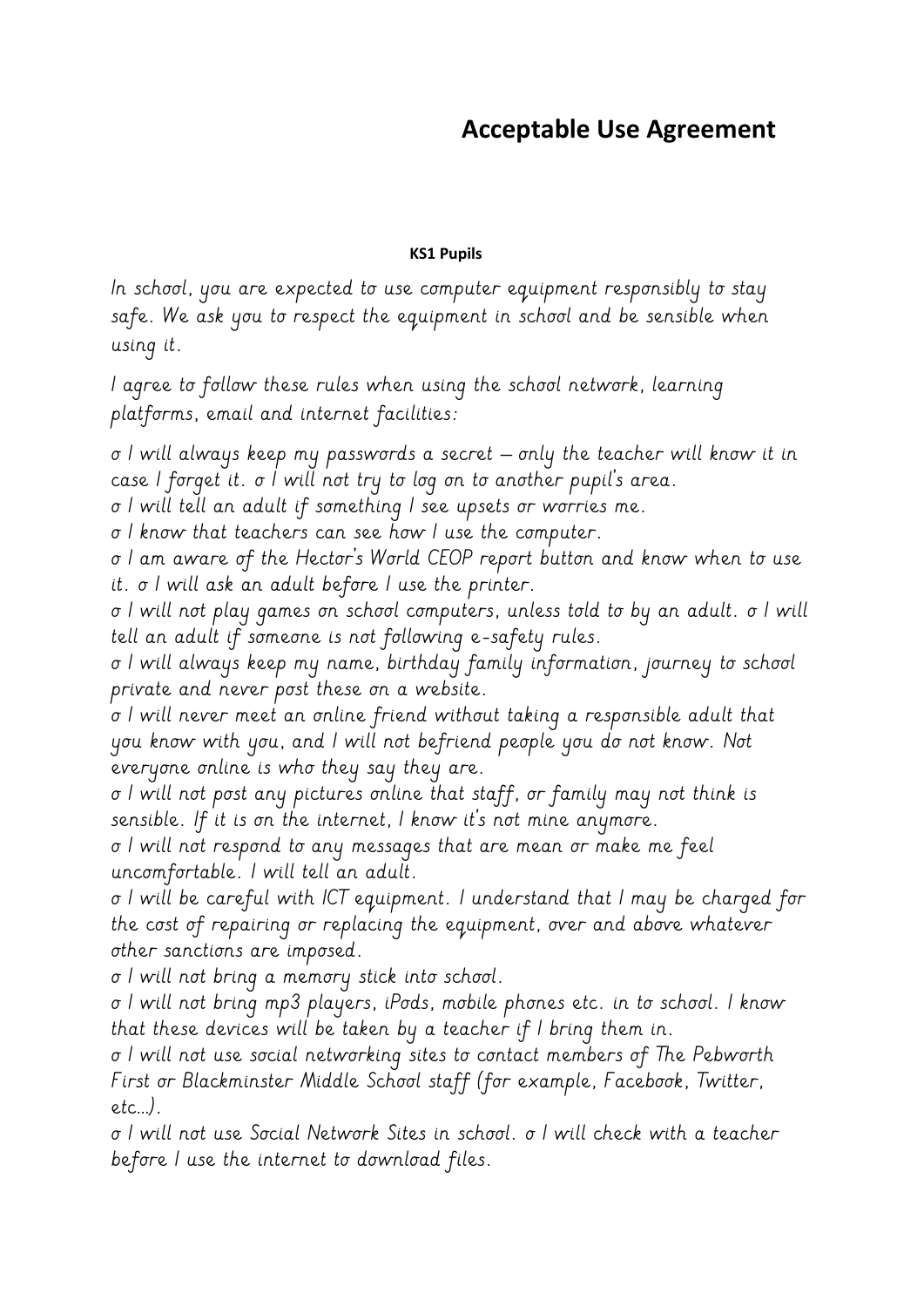# Acceptable Use Agreement

**KS1 Pupils**

In school, you are expected to use computer equipment responsibly to stay safe. We ask you to respect the equipment in school and be sensible when using it.

I agree to follow these rules when using the school network, learning platforms, email and internet facilities:

- I will always keep my passwords a secret – only the teacher will know it in case I forget it.
- I will not try to log on to another pupil's area.
- I will tell an adult if something I see upsets or worries me.
- I know that teachers can see how I use the computer.
- I am aware of the Hector's World CEOP report button and know when to use it.
- I will ask an adult before I use the printer.
- I will not play games on school computers, unless told to by an adult.
- I will tell an adult if someone is not following e-safety rules.
- I will always keep my name, birthday family information, journey to school private and never post these on a website.
- I will never meet an online friend without taking a responsible adult that you know with you, and I will not befriend people you do not know. Not everyone online is who they say they are.
- I will not post any pictures online that staff, or family may not think is sensible. If it is on the internet, I know it's not mine anymore.
- I will not respond to any messages that are mean or make me feel uncomfortable. I will tell an adult.
- I will be careful with ICT equipment. I understand that I may be charged for the cost of repairing or replacing the equipment, over and above whatever other sanctions are imposed.
- I will not bring a memory stick into school.
- I will not bring mp3 players, iPods, mobile phones etc. in to school. I know that these devices will be taken by a teacher if I bring them in.
- I will not use social networking sites to contact members of The Pebworth First or Blackminster Middle School staff (for example, Facebook, Twitter, etc...).
- I will not use Social Network Sites in school.
- I will check with a teacher before I use the internet to download files.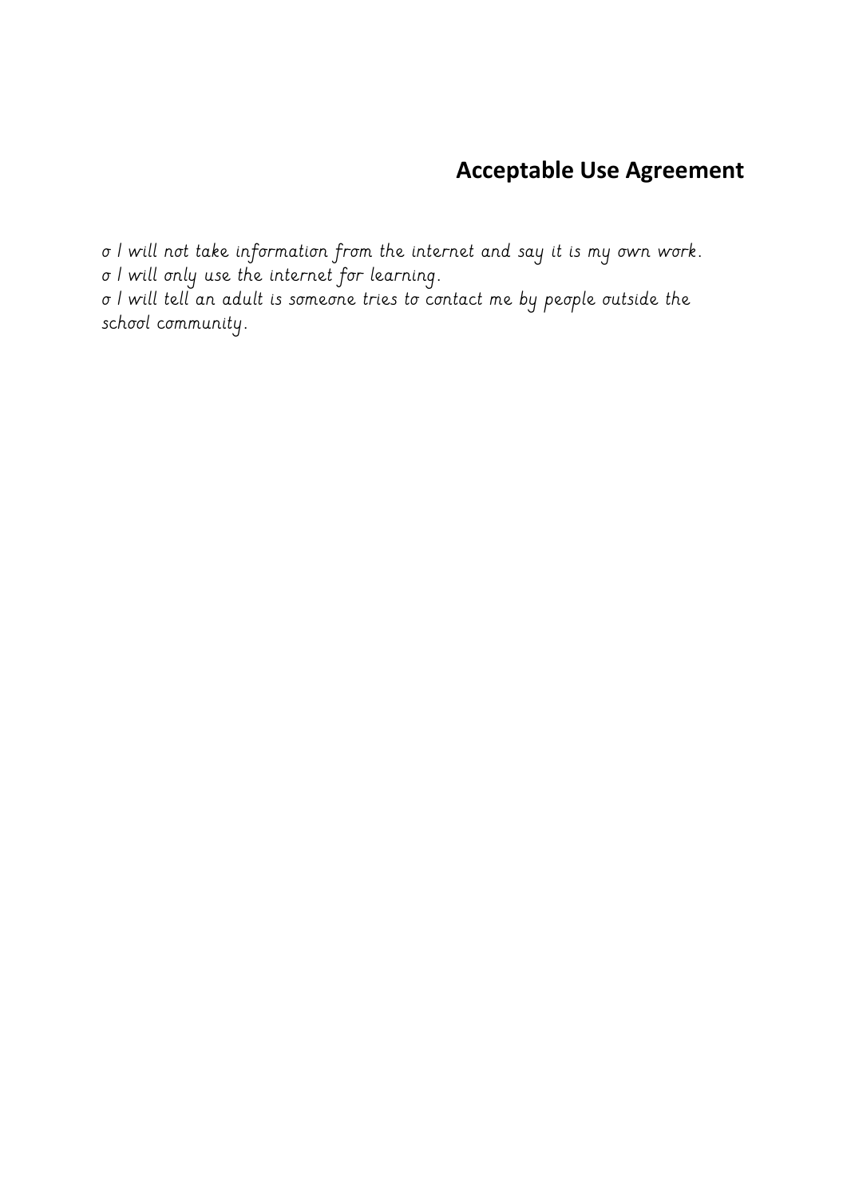# Acceptable Use Agreement

σ I will not take information from the internet and say it is my own work.
σ I will only use the internet for learning.
σ I will tell an adult is someone tries to contact me by people outside the school community.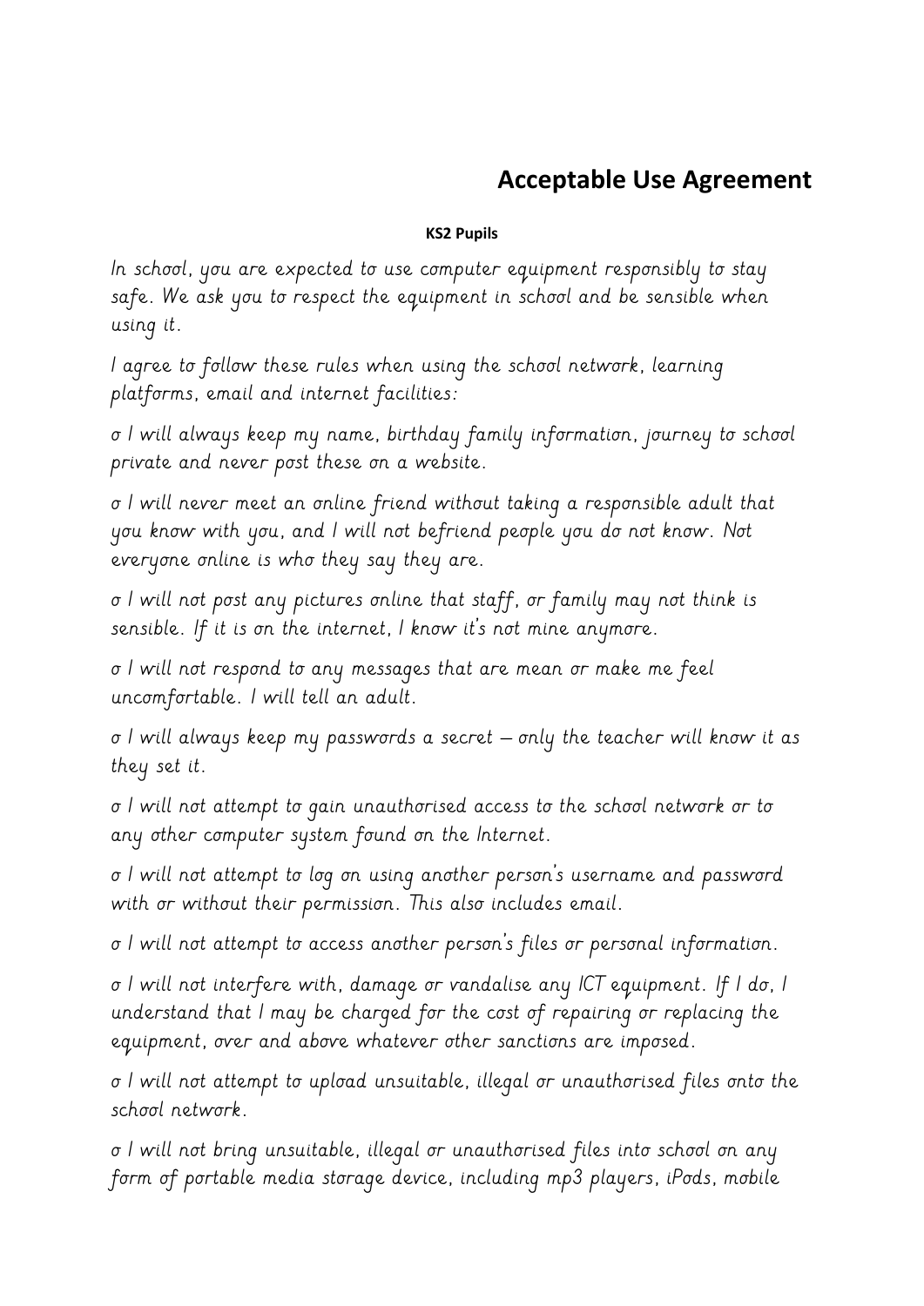# Acceptable Use Agreement

**KS2 Pupils**

In school, you are expected to use computer equipment responsibly to stay safe. We ask you to respect the equipment in school and be sensible when using it.

I agree to follow these rules when using the school network, learning platforms, email and internet facilities:

- I will always keep my name, birthday family information, journey to school private and never post these on a website.
- I will never meet an online friend without taking a responsible adult that you know with you, and I will not befriend people you do not know. Not everyone online is who they say they are.
- I will not post any pictures online that staff, or family may not think is sensible. If it is on the internet, I know it's not mine anymore.
- I will not respond to any messages that are mean or make me feel uncomfortable. I will tell an adult.
- I will always keep my passwords a secret – only the teacher will know it as they set it.
- I will not attempt to gain unauthorised access to the school network or to any other computer system found on the Internet.
- I will not attempt to log on using another person's username and password with or without their permission. This also includes email.
- I will not attempt to access another person's files or personal information.
- I will not interfere with, damage or vandalise any ICT equipment. If I do, I understand that I may be charged for the cost of repairing or replacing the equipment, over and above whatever other sanctions are imposed.
- I will not attempt to upload unsuitable, illegal or unauthorised files onto the school network.
- I will not bring unsuitable, illegal or unauthorised files into school on any form of portable media storage device, including mp3 players, iPods, mobile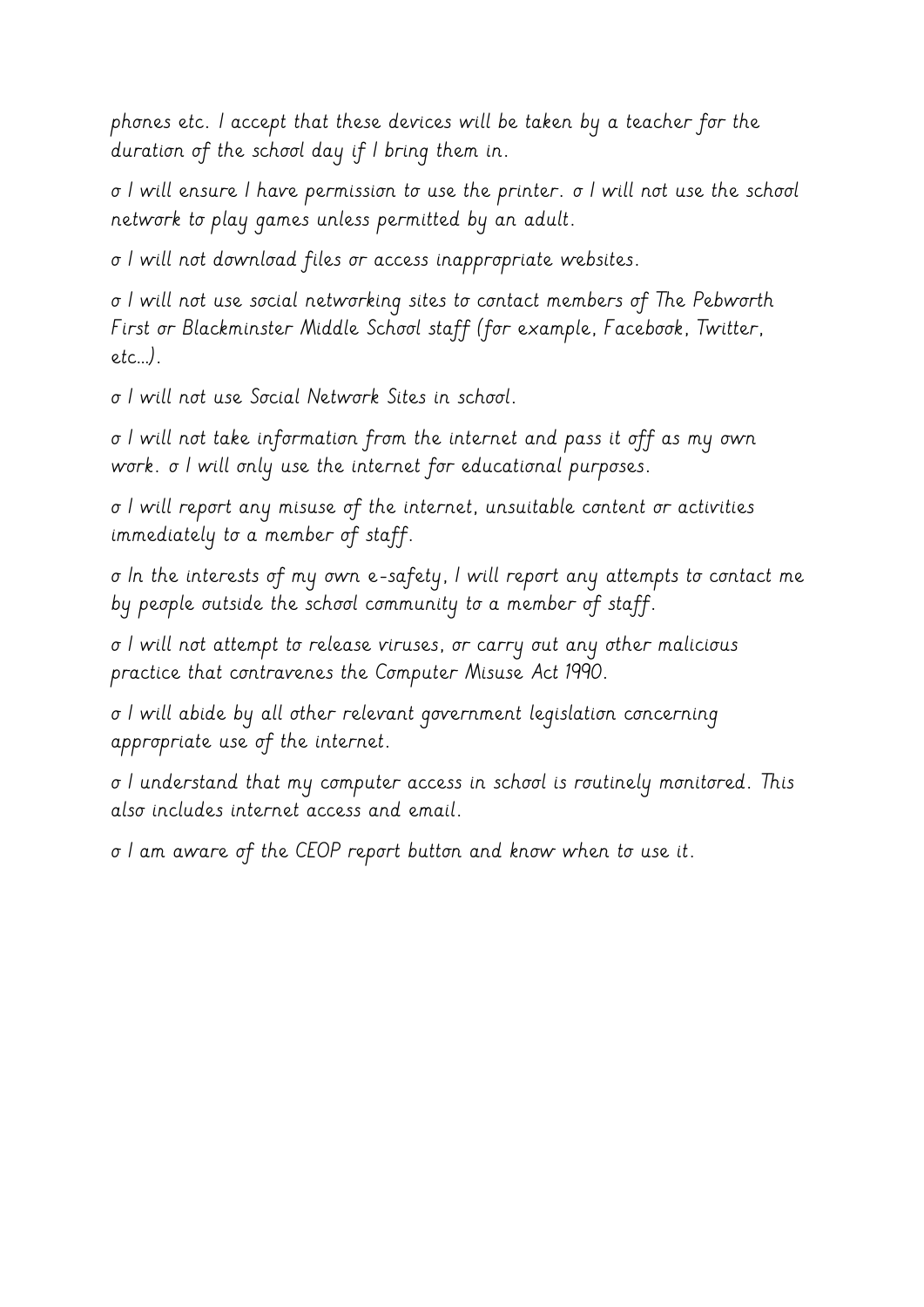phones etc. I accept that these devices will be taken by a teacher for the duration of the school day if I bring them in.

σ I will ensure I have permission to use the printer. σ I will not use the school network to play games unless permitted by an adult.

σ I will not download files or access inappropriate websites.

σ I will not use social networking sites to contact members of The Pebworth First or Blackminster Middle School staff (for example, Facebook, Twitter, etc...).

σ I will not use Social Network Sites in school.

σ I will not take information from the internet and pass it off as my own work. σ I will only use the internet for educational purposes.

σ I will report any misuse of the internet, unsuitable content or activities immediately to a member of staff.

σ In the interests of my own e-safety, I will report any attempts to contact me by people outside the school community to a member of staff.

σ I will not attempt to release viruses, or carry out any other malicious practice that contravenes the Computer Misuse Act 1990.

σ I will abide by all other relevant government legislation concerning appropriate use of the internet.

σ I understand that my computer access in school is routinely monitored. This also includes internet access and email.

σ I am aware of the CEOP report button and know when to use it.